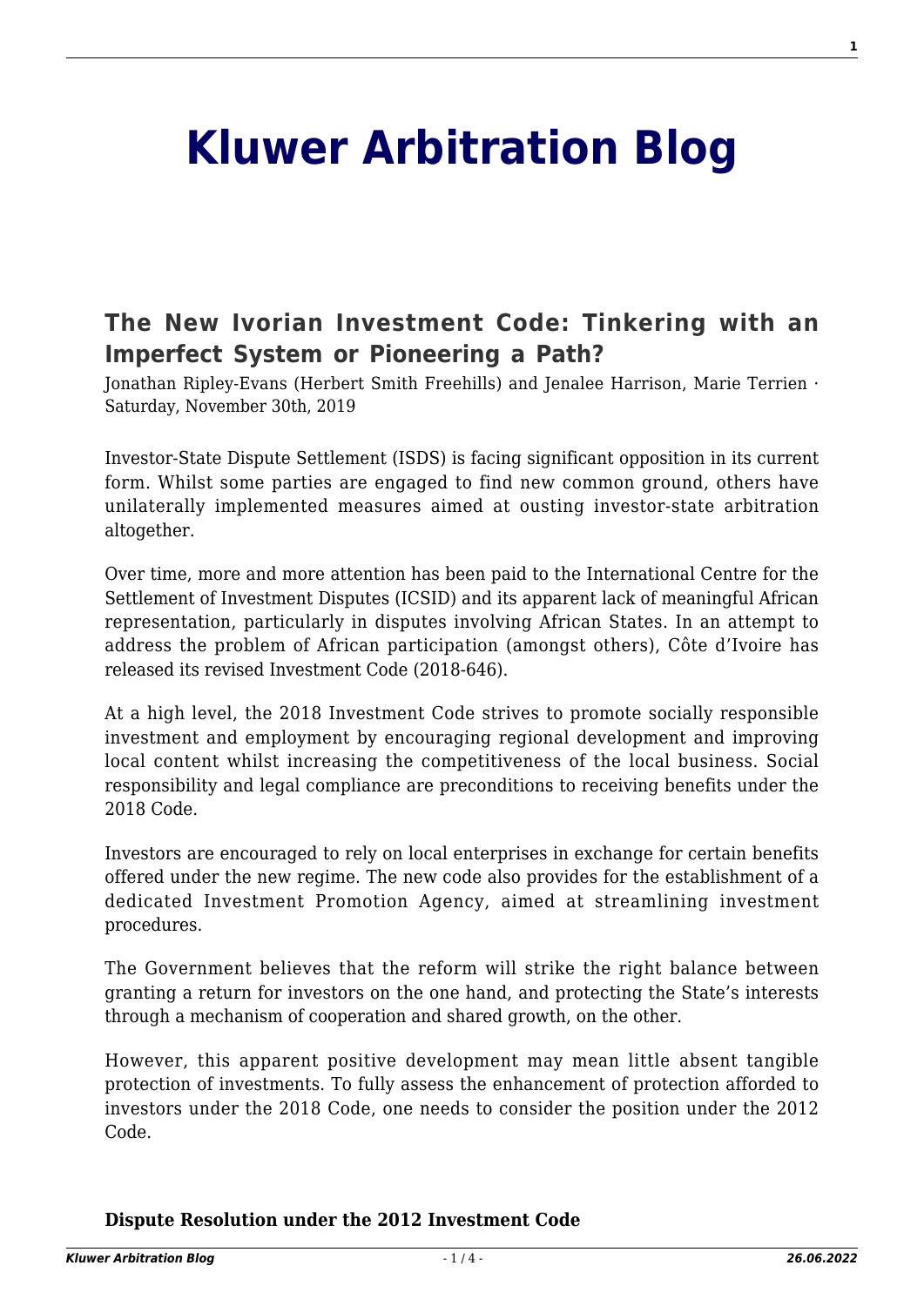# Kluwer Arbitration Blog

## The New Ivorian Investment Code: Tinkering with an Imperfect System or Pioneering a Path?

Jonathan Ripley-Evans (Herbert Smith Freehills) and Jenalee Harrison, Marie Terrien · Saturday, November 30th, 2019

Investor-State Dispute Settlement (ISDS) is facing significant opposition in its current form. Whilst some parties are engaged to find new common ground, others have unilaterally implemented measures aimed at ousting investor-state arbitration altogether.

Over time, more and more attention has been paid to the International Centre for the Settlement of Investment Disputes (ICSID) and its apparent lack of meaningful African representation, particularly in disputes involving African States. In an attempt to address the problem of African participation (amongst others), Côte d'Ivoire has released its revised Investment Code (2018-646).

At a high level, the 2018 Investment Code strives to promote socially responsible investment and employment by encouraging regional development and improving local content whilst increasing the competitiveness of the local business. Social responsibility and legal compliance are preconditions to receiving benefits under the 2018 Code.

Investors are encouraged to rely on local enterprises in exchange for certain benefits offered under the new regime. The new code also provides for the establishment of a dedicated Investment Promotion Agency, aimed at streamlining investment procedures.

The Government believes that the reform will strike the right balance between granting a return for investors on the one hand, and protecting the State's interests through a mechanism of cooperation and shared growth, on the other.

However, this apparent positive development may mean little absent tangible protection of investments. To fully assess the enhancement of protection afforded to investors under the 2018 Code, one needs to consider the position under the 2012 Code.

**Dispute Resolution under the 2012 Investment Code**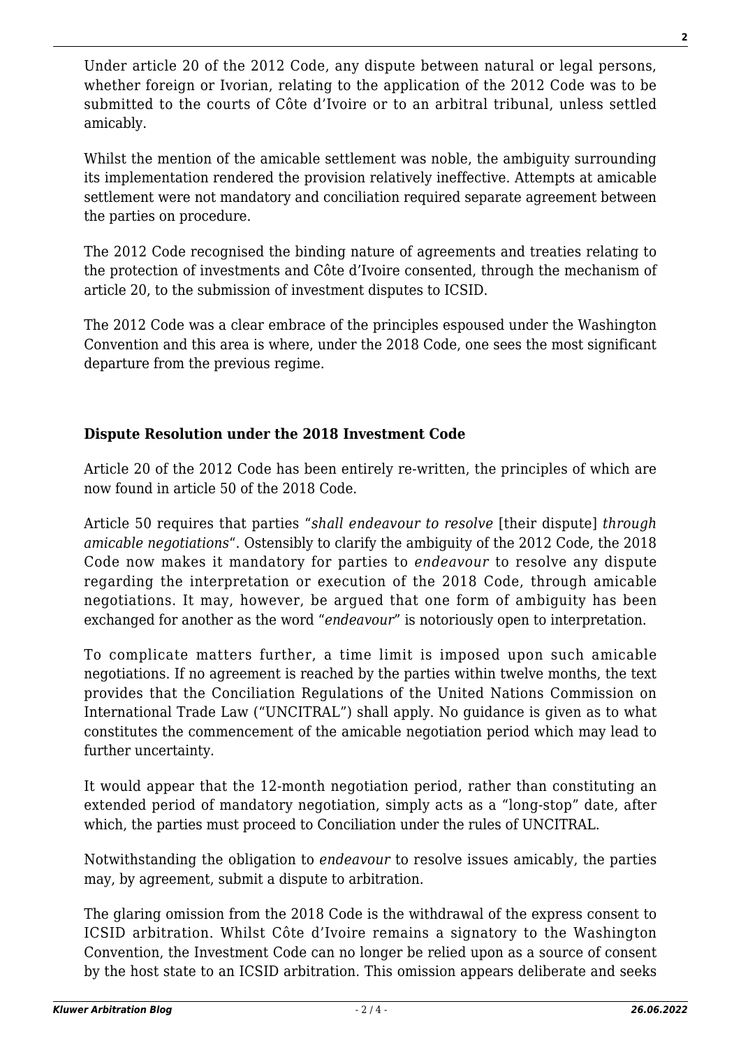Under article 20 of the 2012 Code, any dispute between natural or legal persons, whether foreign or Ivorian, relating to the application of the 2012 Code was to be submitted to the courts of Côte d'Ivoire or to an arbitral tribunal, unless settled amicably.

Whilst the mention of the amicable settlement was noble, the ambiguity surrounding its implementation rendered the provision relatively ineffective. Attempts at amicable settlement were not mandatory and conciliation required separate agreement between the parties on procedure.

The 2012 Code recognised the binding nature of agreements and treaties relating to the protection of investments and Côte d'Ivoire consented, through the mechanism of article 20, to the submission of investment disputes to ICSID.

The 2012 Code was a clear embrace of the principles espoused under the Washington Convention and this area is where, under the 2018 Code, one sees the most significant departure from the previous regime.

## Dispute Resolution under the 2018 Investment Code

Article 20 of the 2012 Code has been entirely re-written, the principles of which are now found in article 50 of the 2018 Code.

Article 50 requires that parties "*shall endeavour to resolve* [their dispute] *through amicable negotiations*". Ostensibly to clarify the ambiguity of the 2012 Code, the 2018 Code now makes it mandatory for parties to *endeavour* to resolve any dispute regarding the interpretation or execution of the 2018 Code, through amicable negotiations. It may, however, be argued that one form of ambiguity has been exchanged for another as the word "*endeavour*" is notoriously open to interpretation.

To complicate matters further, a time limit is imposed upon such amicable negotiations. If no agreement is reached by the parties within twelve months, the text provides that the Conciliation Regulations of the United Nations Commission on International Trade Law ("UNCITRAL") shall apply. No guidance is given as to what constitutes the commencement of the amicable negotiation period which may lead to further uncertainty.

It would appear that the 12-month negotiation period, rather than constituting an extended period of mandatory negotiation, simply acts as a "long-stop" date, after which, the parties must proceed to Conciliation under the rules of UNCITRAL.

Notwithstanding the obligation to *endeavour* to resolve issues amicably, the parties may, by agreement, submit a dispute to arbitration.

The glaring omission from the 2018 Code is the withdrawal of the express consent to ICSID arbitration. Whilst Côte d'Ivoire remains a signatory to the Washington Convention, the Investment Code can no longer be relied upon as a source of consent by the host state to an ICSID arbitration. This omission appears deliberate and seeks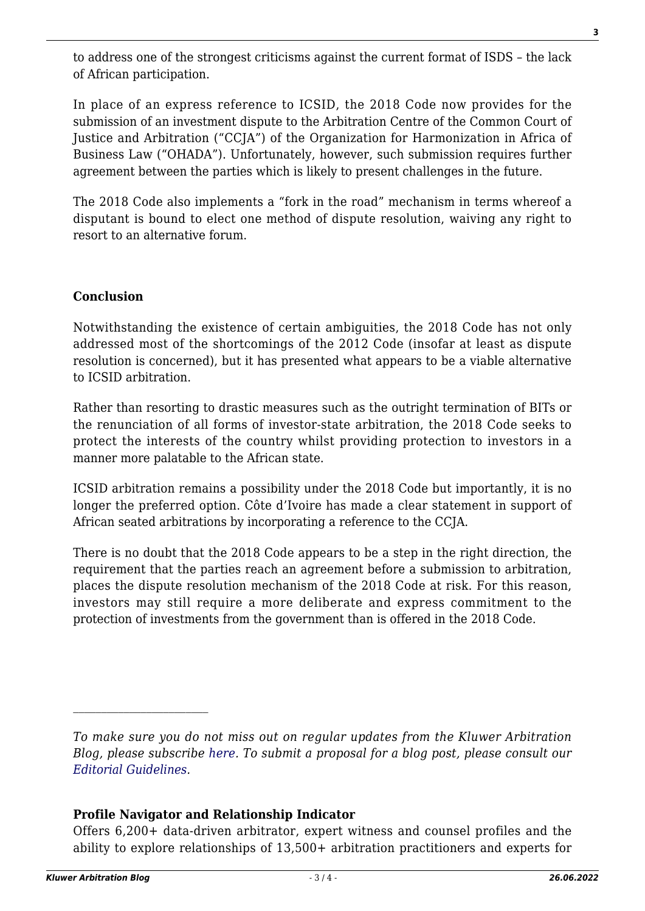to address one of the strongest criticisms against the current format of ISDS – the lack of African participation.

In place of an express reference to ICSID, the 2018 Code now provides for the submission of an investment dispute to the Arbitration Centre of the Common Court of Justice and Arbitration ("CCJA") of the Organization for Harmonization in Africa of Business Law ("OHADA"). Unfortunately, however, such submission requires further agreement between the parties which is likely to present challenges in the future.

The 2018 Code also implements a "fork in the road" mechanism in terms whereof a disputant is bound to elect one method of dispute resolution, waiving any right to resort to an alternative forum.

**Conclusion**

Notwithstanding the existence of certain ambiguities, the 2018 Code has not only addressed most of the shortcomings of the 2012 Code (insofar at least as dispute resolution is concerned), but it has presented what appears to be a viable alternative to ICSID arbitration.

Rather than resorting to drastic measures such as the outright termination of BITs or the renunciation of all forms of investor-state arbitration, the 2018 Code seeks to protect the interests of the country whilst providing protection to investors in a manner more palatable to the African state.

ICSID arbitration remains a possibility under the 2018 Code but importantly, it is no longer the preferred option. Côte d'Ivoire has made a clear statement in support of African seated arbitrations by incorporating a reference to the CCJA.

There is no doubt that the 2018 Code appears to be a step in the right direction, the requirement that the parties reach an agreement before a submission to arbitration, places the dispute resolution mechanism of the 2018 Code at risk. For this reason, investors may still require a more deliberate and express commitment to the protection of investments from the government than is offered in the 2018 Code.

---

*To make sure you do not miss out on regular updates from the Kluwer Arbitration Blog, please subscribe here. To submit a proposal for a blog post, please consult our Editorial Guidelines.*

**Profile Navigator and Relationship Indicator**

Offers 6,200+ data-driven arbitrator, expert witness and counsel profiles and the ability to explore relationships of 13,500+ arbitration practitioners and experts for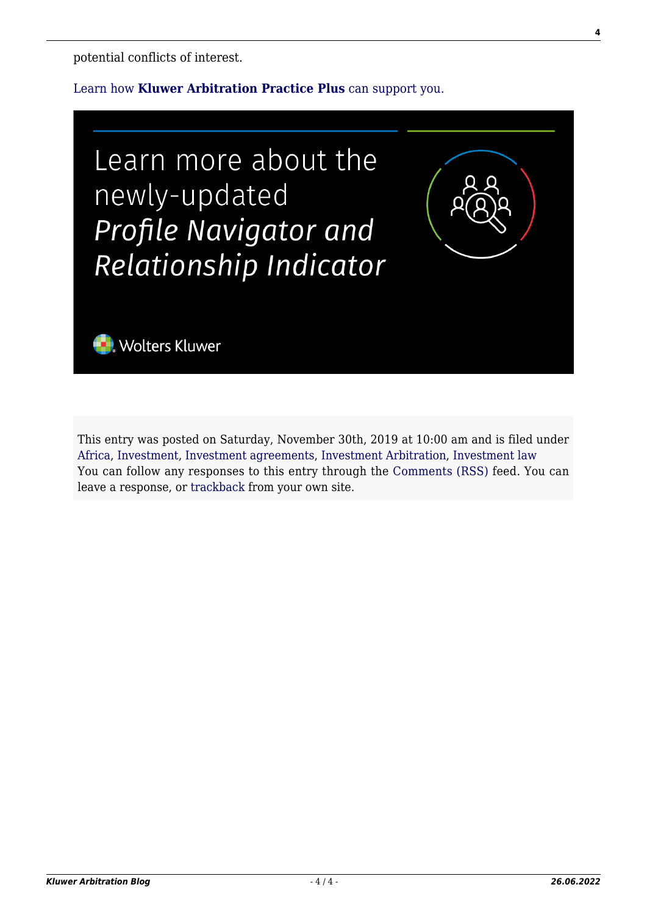potential conflicts of interest.

Learn how **Kluwer Arbitration Practice Plus** can support you.

Learn more about the newly-updated *Profile Navigator and Relationship Indicator*

Wolters Kluwer

This entry was posted on Saturday, November 30th, 2019 at 10:00 am and is filed under Africa, Investment, Investment agreements, Investment Arbitration, Investment law
You can follow any responses to this entry through the Comments (RSS) feed. You can leave a response, or trackback from your own site.